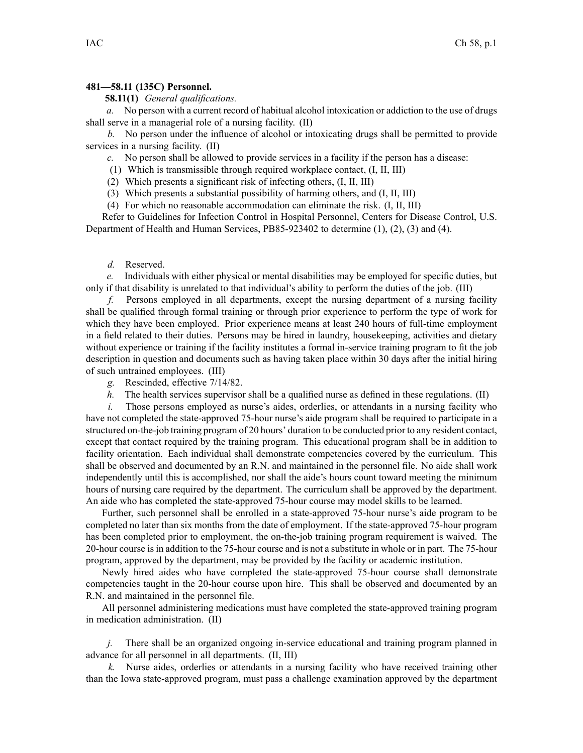**481—58.11 (135C) Personnel.**

**58.11(1)** *General qualifications.*

*a.* No person with a current record of habitual alcohol intoxication or addiction to the use of drugs shall serve in a managerial role of a nursing facility. (II)

*b.* No person under the influence of alcohol or intoxicating drugs shall be permitted to provide services in a nursing facility. (II)

*c.* No person shall be allowed to provide services in a facility if the person has a disease:

(1) Which is transmissible through required workplace contact, (I, II, III)

(2) Which presents a significant risk of infecting others, (I, II, III)

(3) Which presents a substantial possibility of harming others, and (I, II, III)

(4) For which no reasonable accommodation can eliminate the risk. (I, II, III)

Refer to Guidelines for Infection Control in Hospital Personnel, Centers for Disease Control, U.S. Department of Health and Human Services, PB85-923402 to determine (1), (2), (3) and (4).

*d.* Reserved.

*e.* Individuals with either physical or mental disabilities may be employed for specific duties, but only if that disability is unrelated to that individual's ability to perform the duties of the job. (III)

*f.* Persons employed in all departments, except the nursing department of a nursing facility shall be qualified through formal training or through prior experience to perform the type of work for which they have been employed. Prior experience means at least 240 hours of full-time employment in a field related to their duties. Persons may be hired in laundry, housekeeping, activities and dietary without experience or training if the facility institutes a formal in-service training program to fit the job description in question and documents such as having taken place within 30 days after the initial hiring of such untrained employees. (III)

*g.* Rescinded, effective 7/14/82.

*h.* The health services supervisor shall be a qualified nurse as defined in these regulations. (II)

*i.* Those persons employed as nurse's aides, orderlies, or attendants in a nursing facility who have not completed the state-approved 75-hour nurse's aide program shall be required to participate in a structured on-the-job training program of 20 hours' duration to be conducted prior to any resident contact, except that contact required by the training program. This educational program shall be in addition to facility orientation. Each individual shall demonstrate competencies covered by the curriculum. This shall be observed and documented by an R.N. and maintained in the personnel file. No aide shall work independently until this is accomplished, nor shall the aide's hours count toward meeting the minimum hours of nursing care required by the department. The curriculum shall be approved by the department. An aide who has completed the state-approved 75-hour course may model skills to be learned.

Further, such personnel shall be enrolled in a state-approved 75-hour nurse's aide program to be completed no later than six months from the date of employment. If the state-approved 75-hour program has been completed prior to employment, the on-the-job training program requirement is waived. The 20-hour course is in addition to the 75-hour course and is not a substitute in whole or in part. The 75-hour program, approved by the department, may be provided by the facility or academic institution.

Newly hired aides who have completed the state-approved 75-hour course shall demonstrate competencies taught in the 20-hour course upon hire. This shall be observed and documented by an R.N. and maintained in the personnel file.

All personnel administering medications must have completed the state-approved training program in medication administration. (II)

*j.* There shall be an organized ongoing in-service educational and training program planned in advance for all personnel in all departments. (II, III)

*k.* Nurse aides, orderlies or attendants in a nursing facility who have received training other than the Iowa state-approved program, must pass a challenge examination approved by the department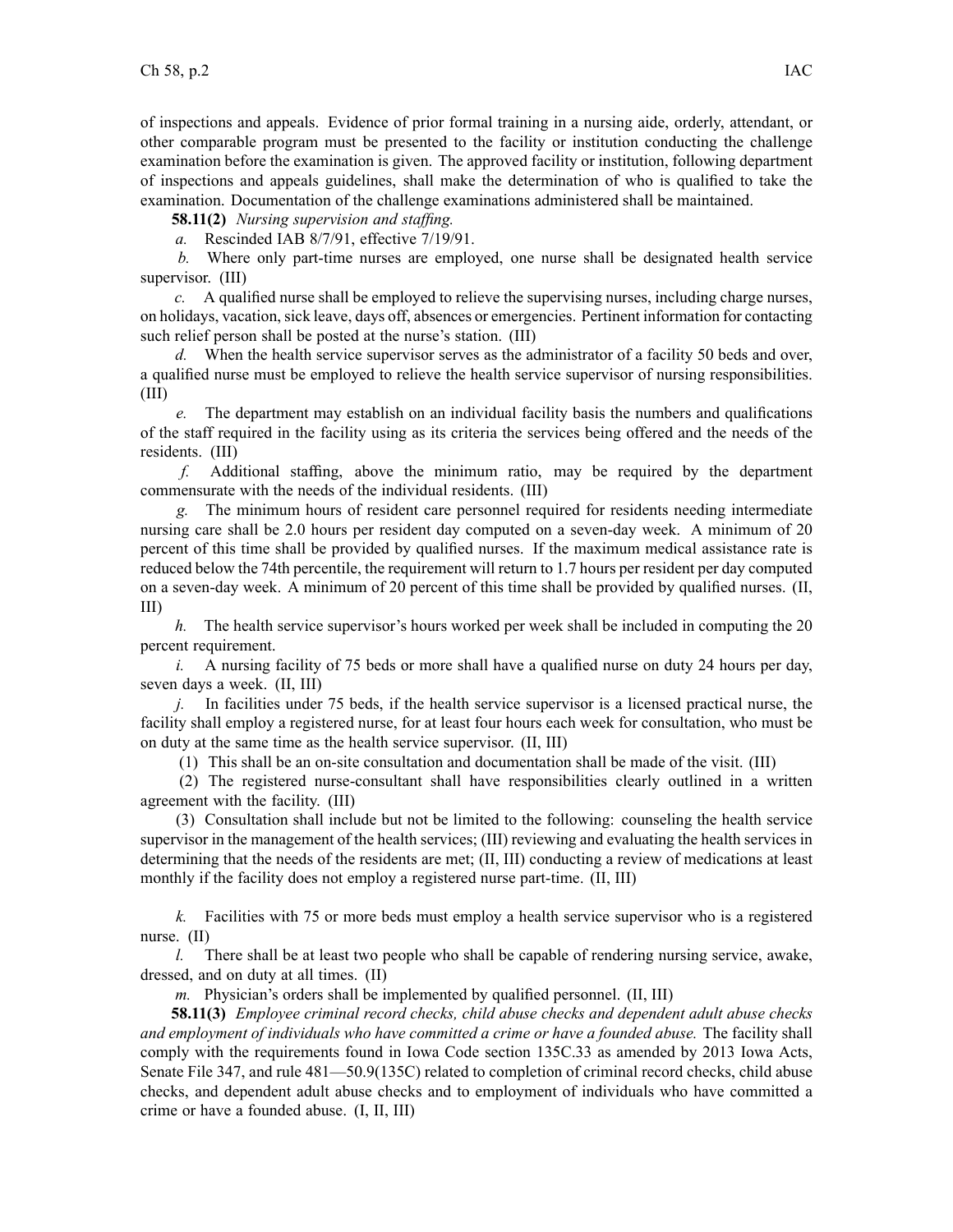of inspections and appeals. Evidence of prior formal training in a nursing aide, orderly, attendant, or other comparable program must be presented to the facility or institution conducting the challenge examination before the examination is given. The approved facility or institution, following department of inspections and appeals guidelines, shall make the determination of who is qualified to take the examination. Documentation of the challenge examinations administered shall be maintained.

**58.11(2)** *Nursing supervision and staffing.*

*a.* Rescinded IAB 8/7/91, effective 7/19/91.

*b.* Where only part-time nurses are employed, one nurse shall be designated health service supervisor. (III)

*c.* A qualified nurse shall be employed to relieve the supervising nurses, including charge nurses, on holidays, vacation, sick leave, days off, absences or emergencies. Pertinent information for contacting such relief person shall be posted at the nurse's station. (III)

*d.* When the health service supervisor serves as the administrator of a facility 50 beds and over, a qualified nurse must be employed to relieve the health service supervisor of nursing responsibilities. (III)

*e.* The department may establish on an individual facility basis the numbers and qualifications of the staff required in the facility using as its criteria the services being offered and the needs of the residents. (III)

*f.* Additional staffing, above the minimum ratio, may be required by the department commensurate with the needs of the individual residents. (III)

*g.* The minimum hours of resident care personnel required for residents needing intermediate nursing care shall be 2.0 hours per resident day computed on a seven-day week. A minimum of 20 percent of this time shall be provided by qualified nurses. If the maximum medical assistance rate is reduced below the 74th percentile, the requirement will return to 1.7 hours per resident per day computed on a seven-day week. A minimum of 20 percent of this time shall be provided by qualified nurses. (II, III)

*h.* The health service supervisor's hours worked per week shall be included in computing the 20 percent requirement.

*i.* A nursing facility of 75 beds or more shall have a qualified nurse on duty 24 hours per day, seven days a week. (II, III)

*j.* In facilities under 75 beds, if the health service supervisor is a licensed practical nurse, the facility shall employ a registered nurse, for at least four hours each week for consultation, who must be on duty at the same time as the health service supervisor. (II, III)

(1) This shall be an on-site consultation and documentation shall be made of the visit. (III)

(2) The registered nurse-consultant shall have responsibilities clearly outlined in a written agreement with the facility. (III)

(3) Consultation shall include but not be limited to the following: counseling the health service supervisor in the management of the health services; (III) reviewing and evaluating the health services in determining that the needs of the residents are met; (II, III) conducting a review of medications at least monthly if the facility does not employ a registered nurse part-time. (II, III)

*k.* Facilities with 75 or more beds must employ a health service supervisor who is a registered nurse. (II)

*l.* There shall be at least two people who shall be capable of rendering nursing service, awake, dressed, and on duty at all times. (II)

*m.* Physician's orders shall be implemented by qualified personnel. (II, III)

**58.11(3)** *Employee criminal record checks, child abuse checks and dependent adult abuse checks and employment of individuals who have committed a crime or have a founded abuse.* The facility shall comply with the requirements found in Iowa Code section 135C.33 as amended by 2013 Iowa Acts, Senate File 347, and rule 481—50.9(135C) related to completion of criminal record checks, child abuse checks, and dependent adult abuse checks and to employment of individuals who have committed a crime or have a founded abuse. (I, II, III)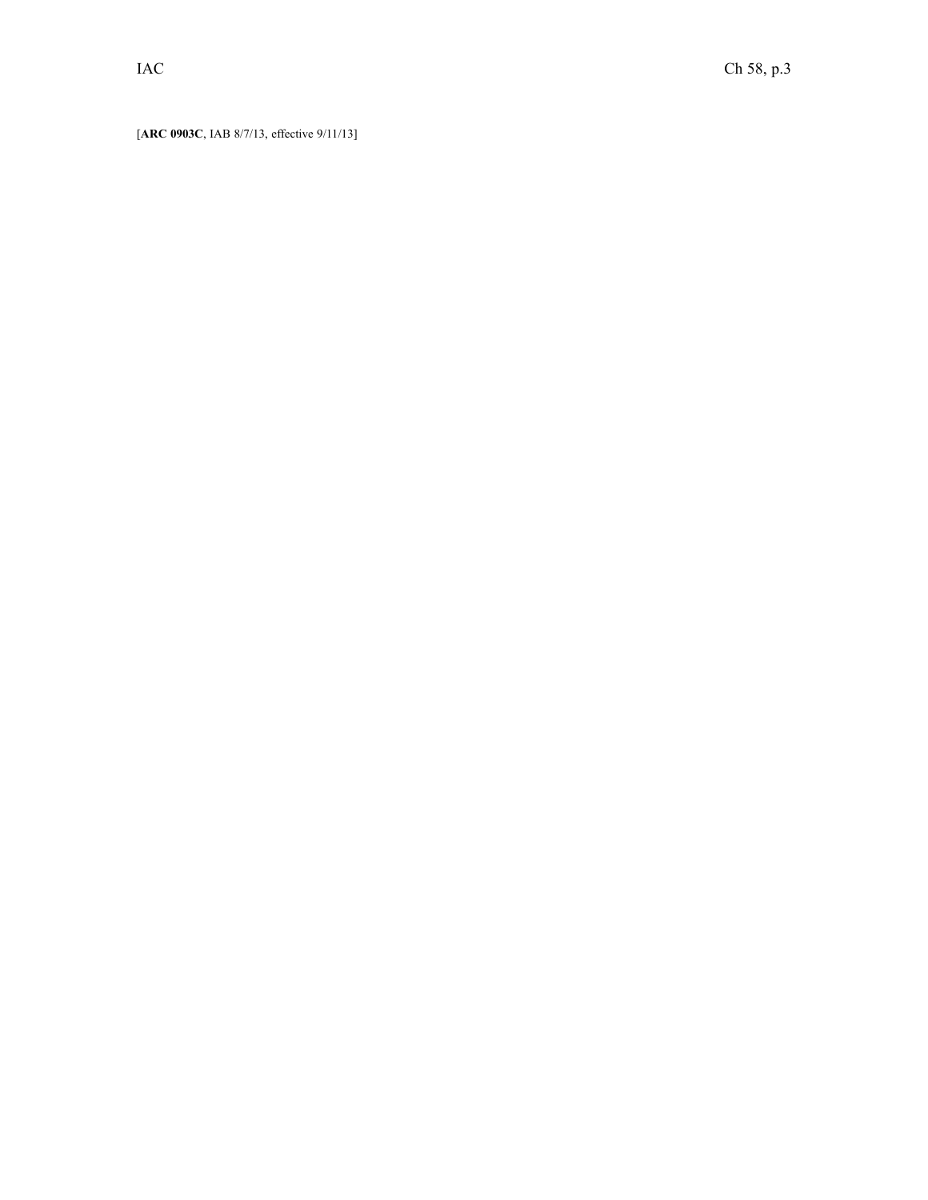[**ARC 0903C**, IAB 8/7/13, effective 9/11/13]